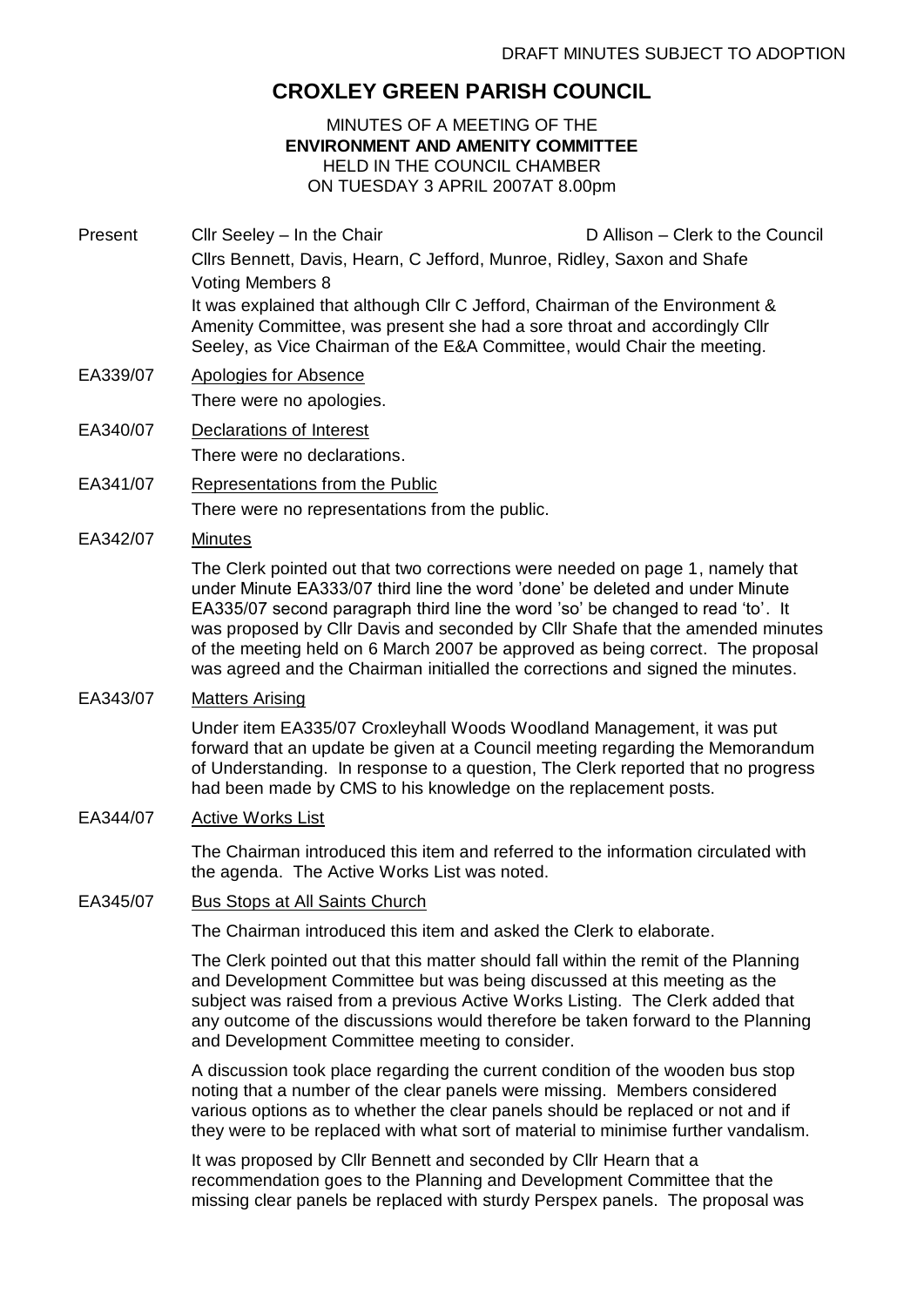DRAFT MINUTES SUBJECT TO ADOPTION

# CROXLEY GREEN PARISH COUNCIL

MINUTES OF A MEETING OF THE
**ENVIRONMENT AND AMENITY COMMITTEE**
HELD IN THE COUNCIL CHAMBER
ON TUESDAY 3 APRIL 2007AT 8.00pm

**Present** Cllr Seeley – In the Chair D Allison – Clerk to the Council

Cllrs Bennett, Davis, Hearn, C Jefford, Munroe, Ridley, Saxon and Shafe

Voting Members 8

It was explained that although Cllr C Jefford, Chairman of the Environment & Amenity Committee, was present she had a sore throat and accordingly Cllr Seeley, as Vice Chairman of the E&A Committee, would Chair the meeting.

**EA339/07** Apologies for Absence

There were no apologies.

**EA340/07** Declarations of Interest

There were no declarations.

**EA341/07** Representations from the Public

There were no representations from the public.

**EA342/07** Minutes

The Clerk pointed out that two corrections were needed on page 1, namely that under Minute EA333/07 third line the word 'done' be deleted and under Minute EA335/07 second paragraph third line the word 'so' be changed to read 'to'. It was proposed by Cllr Davis and seconded by Cllr Shafe that the amended minutes of the meeting held on 6 March 2007 be approved as being correct. The proposal was agreed and the Chairman initialled the corrections and signed the minutes.

**EA343/07** Matters Arising

Under item EA335/07 Croxleyhall Woods Woodland Management, it was put forward that an update be given at a Council meeting regarding the Memorandum of Understanding. In response to a question, The Clerk reported that no progress had been made by CMS to his knowledge on the replacement posts.

**EA344/07** Active Works List

The Chairman introduced this item and referred to the information circulated with the agenda. The Active Works List was noted.

**EA345/07** Bus Stops at All Saints Church

The Chairman introduced this item and asked the Clerk to elaborate.

The Clerk pointed out that this matter should fall within the remit of the Planning and Development Committee but was being discussed at this meeting as the subject was raised from a previous Active Works Listing. The Clerk added that any outcome of the discussions would therefore be taken forward to the Planning and Development Committee meeting to consider.

A discussion took place regarding the current condition of the wooden bus stop noting that a number of the clear panels were missing. Members considered various options as to whether the clear panels should be replaced or not and if they were to be replaced with what sort of material to minimise further vandalism.

It was proposed by Cllr Bennett and seconded by Cllr Hearn that a recommendation goes to the Planning and Development Committee that the missing clear panels be replaced with sturdy Perspex panels. The proposal was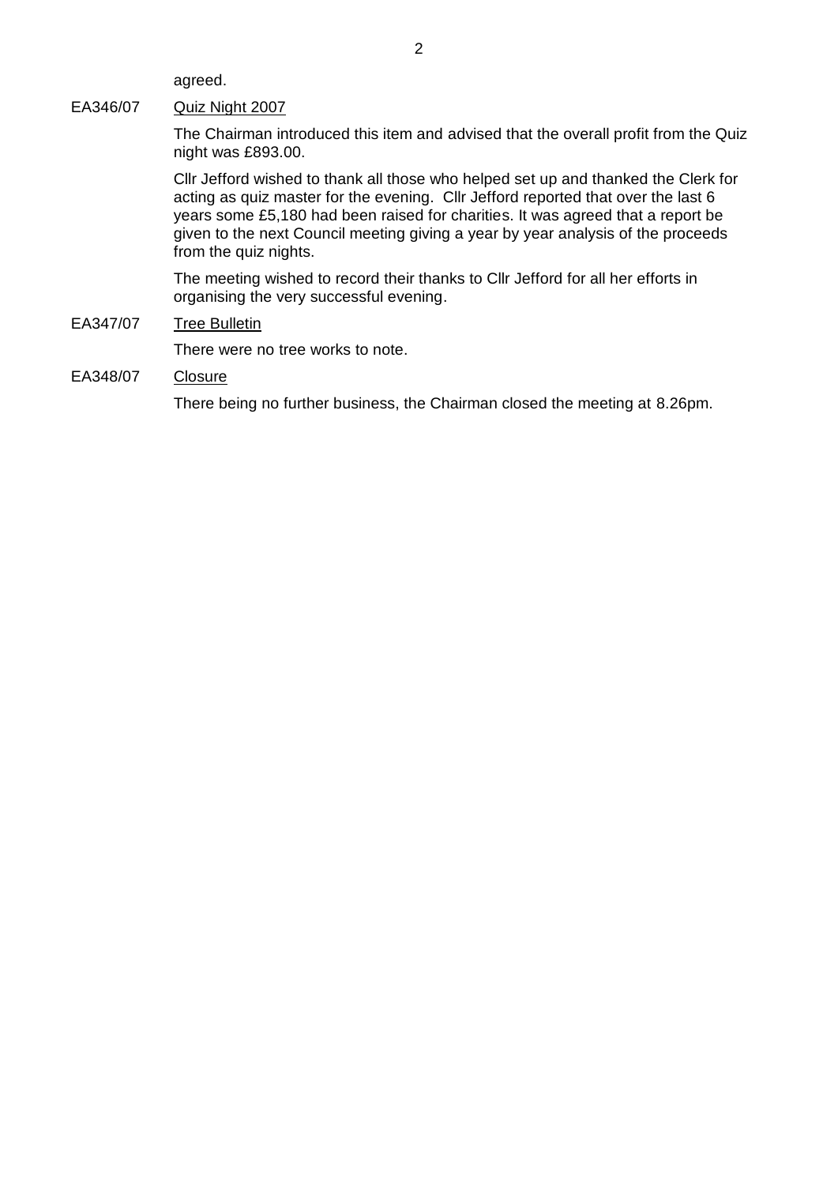agreed.

EA346/07 Quiz Night 2007

The Chairman introduced this item and advised that the overall profit from the Quiz night was £893.00.

Cllr Jefford wished to thank all those who helped set up and thanked the Clerk for acting as quiz master for the evening. Cllr Jefford reported that over the last 6 years some £5,180 had been raised for charities. It was agreed that a report be given to the next Council meeting giving a year by year analysis of the proceeds from the quiz nights.

The meeting wished to record their thanks to Cllr Jefford for all her efforts in organising the very successful evening.

EA347/07 Tree Bulletin

There were no tree works to note.

EA348/07 Closure

There being no further business, the Chairman closed the meeting at 8.26pm.